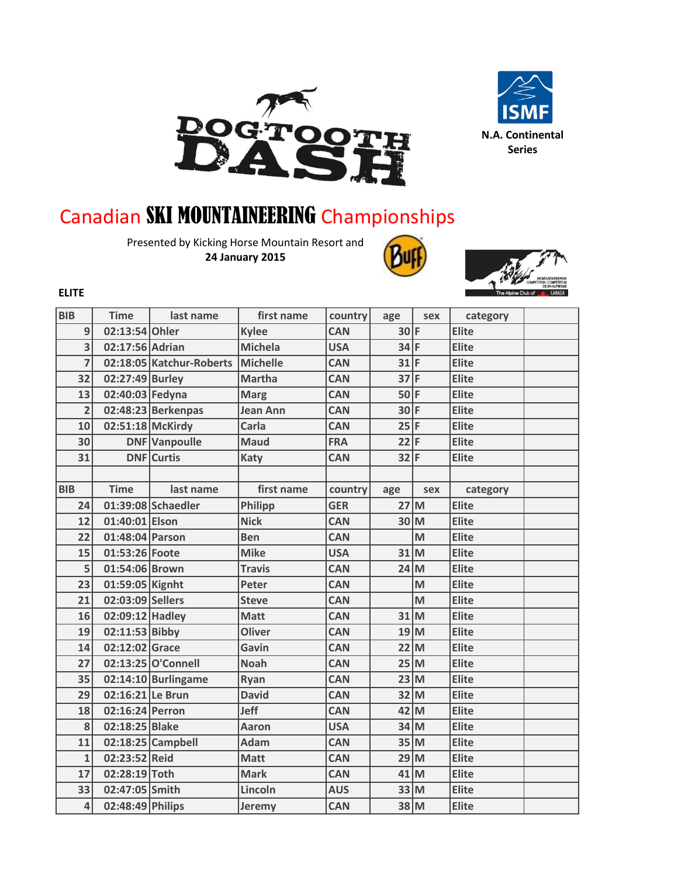DOGTOOTH DASH

ISMF

N.A. Continental Series

# Canadian SKI MOUNTAINEERING Championships

Presented by Kicking Horse Mountain Resort and
**24 January 2015**

**ELITE**

| BIB | Time | last name | first name | country | age | sex | category | |
|---|---|---|---|---|---|---|---|---|
| 9 | 02:13:54 | Ohler | Kylee | CAN | 30 | F | Elite | |
| 3 | 02:17:56 | Adrian | Michela | USA | 34 | F | Elite | |
| 7 | 02:18:05 | Katchur-Roberts | Michelle | CAN | 31 | F | Elite | |
| 32 | 02:27:49 | Burley | Martha | CAN | 37 | F | Elite | |
| 13 | 02:40:03 | Fedyna | Marg | CAN | 50 | F | Elite | |
| 2 | 02:48:23 | Berkenpas | Jean Ann | CAN | 30 | F | Elite | |
| 10 | 02:51:18 | McKirdy | Carla | CAN | 25 | F | Elite | |
| 30 | DNF | Vanpoulle | Maud | FRA | 22 | F | Elite | |
| 31 | DNF | Curtis | Katy | CAN | 32 | F | Elite | |
| | | | | | | | | |
| BIB | Time | last name | first name | country | age | sex | category | |
| 24 | 01:39:08 | Schaedler | Philipp | GER | 27 | M | Elite | |
| 12 | 01:40:01 | Elson | Nick | CAN | 30 | M | Elite | |
| 22 | 01:48:04 | Parson | Ben | CAN | | M | Elite | |
| 15 | 01:53:26 | Foote | Mike | USA | 31 | M | Elite | |
| 5 | 01:54:06 | Brown | Travis | CAN | 24 | M | Elite | |
| 23 | 01:59:05 | Kignht | Peter | CAN | | M | Elite | |
| 21 | 02:03:09 | Sellers | Steve | CAN | | M | Elite | |
| 16 | 02:09:12 | Hadley | Matt | CAN | 31 | M | Elite | |
| 19 | 02:11:53 | Bibby | Oliver | CAN | 19 | M | Elite | |
| 14 | 02:12:02 | Grace | Gavin | CAN | 22 | M | Elite | |
| 27 | 02:13:25 | O'Connell | Noah | CAN | 25 | M | Elite | |
| 35 | 02:14:10 | Burlingame | Ryan | CAN | 23 | M | Elite | |
| 29 | 02:16:21 | Le Brun | David | CAN | 32 | M | Elite | |
| 18 | 02:16:24 | Perron | Jeff | CAN | 42 | M | Elite | |
| 8 | 02:18:25 | Blake | Aaron | USA | 34 | M | Elite | |
| 11 | 02:18:25 | Campbell | Adam | CAN | 35 | M | Elite | |
| 1 | 02:23:52 | Reid | Matt | CAN | 29 | M | Elite | |
| 17 | 02:28:19 | Toth | Mark | CAN | 41 | M | Elite | |
| 33 | 02:47:05 | Smith | Lincoln | AUS | 33 | M | Elite | |
| 4 | 02:48:49 | Philips | Jeremy | CAN | 38 | M | Elite | |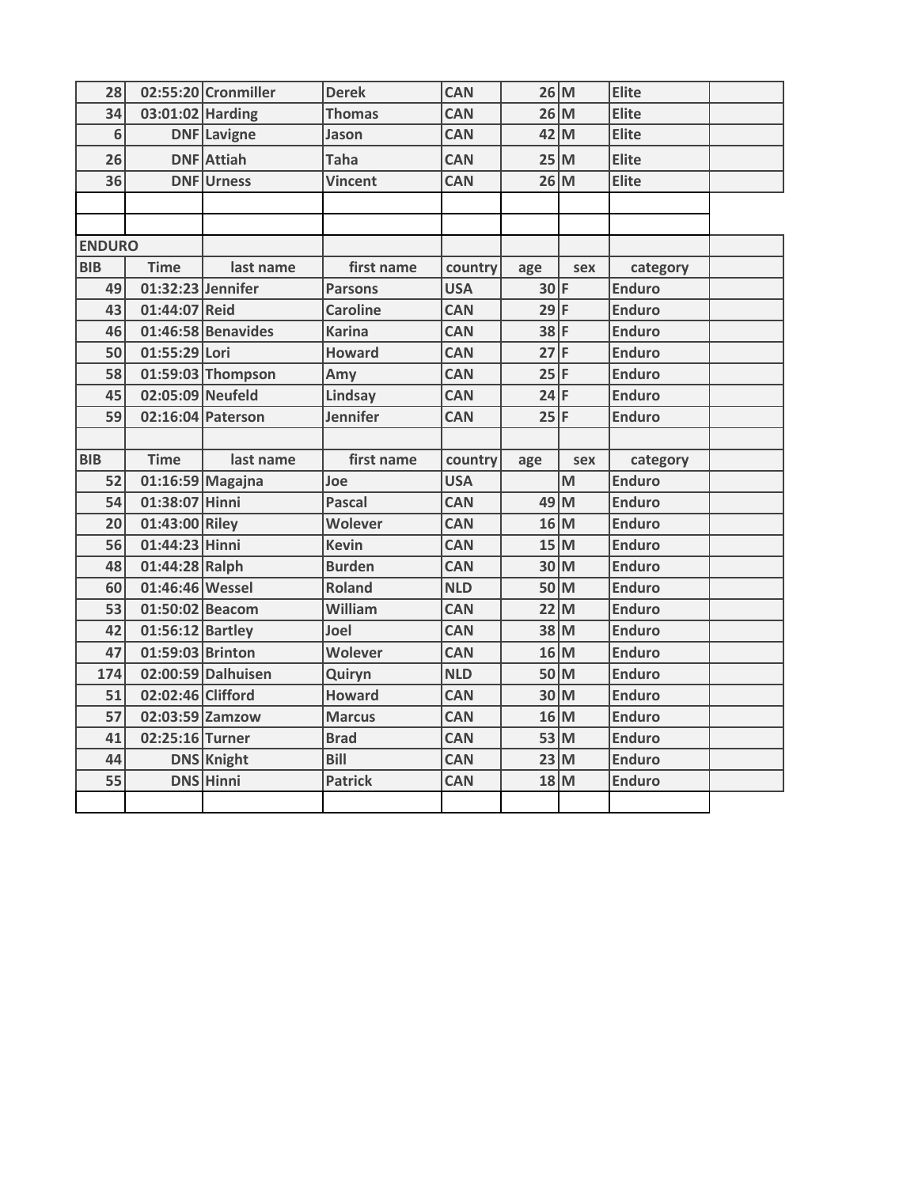| | | | | | | | | |
|---|---|---|---|---|---|---|---|---|
| 28 | 02:55:20 | Cronmiller | Derek | CAN | 26 | M | Elite | |
| 34 | 03:01:02 | Harding | Thomas | CAN | 26 | M | Elite | |
| 6 | DNF | Lavigne | Jason | CAN | 42 | M | Elite | |
| 26 | DNF | Attiah | Taha | CAN | 25 | M | Elite | |
| 36 | DNF | Urness | Vincent | CAN | 26 | M | Elite | |
| | | | | | | | | |
| | | | | | | | | |
| ENDURO | | | | | | | | |
| BIB | Time | last name | first name | country | age | sex | category | |
| 49 | 01:32:23 | Jennifer | Parsons | USA | 30 | F | Enduro | |
| 43 | 01:44:07 | Reid | Caroline | CAN | 29 | F | Enduro | |
| 46 | 01:46:58 | Benavides | Karina | CAN | 38 | F | Enduro | |
| 50 | 01:55:29 | Lori | Howard | CAN | 27 | F | Enduro | |
| 58 | 01:59:03 | Thompson | Amy | CAN | 25 | F | Enduro | |
| 45 | 02:05:09 | Neufeld | Lindsay | CAN | 24 | F | Enduro | |
| 59 | 02:16:04 | Paterson | Jennifer | CAN | 25 | F | Enduro | |
| | | | | | | | | |
| BIB | Time | last name | first name | country | age | sex | category | |
| 52 | 01:16:59 | Magajna | Joe | USA | | M | Enduro | |
| 54 | 01:38:07 | Hinni | Pascal | CAN | 49 | M | Enduro | |
| 20 | 01:43:00 | Riley | Wolever | CAN | 16 | M | Enduro | |
| 56 | 01:44:23 | Hinni | Kevin | CAN | 15 | M | Enduro | |
| 48 | 01:44:28 | Ralph | Burden | CAN | 30 | M | Enduro | |
| 60 | 01:46:46 | Wessel | Roland | NLD | 50 | M | Enduro | |
| 53 | 01:50:02 | Beacom | William | CAN | 22 | M | Enduro | |
| 42 | 01:56:12 | Bartley | Joel | CAN | 38 | M | Enduro | |
| 47 | 01:59:03 | Brinton | Wolever | CAN | 16 | M | Enduro | |
| 174 | 02:00:59 | Dalhuisen | Quiryn | NLD | 50 | M | Enduro | |
| 51 | 02:02:46 | Clifford | Howard | CAN | 30 | M | Enduro | |
| 57 | 02:03:59 | Zamzow | Marcus | CAN | 16 | M | Enduro | |
| 41 | 02:25:16 | Turner | Brad | CAN | 53 | M | Enduro | |
| 44 | DNS | Knight | Bill | CAN | 23 | M | Enduro | |
| 55 | DNS | Hinni | Patrick | CAN | 18 | M | Enduro | |
| | | | | | | | | |